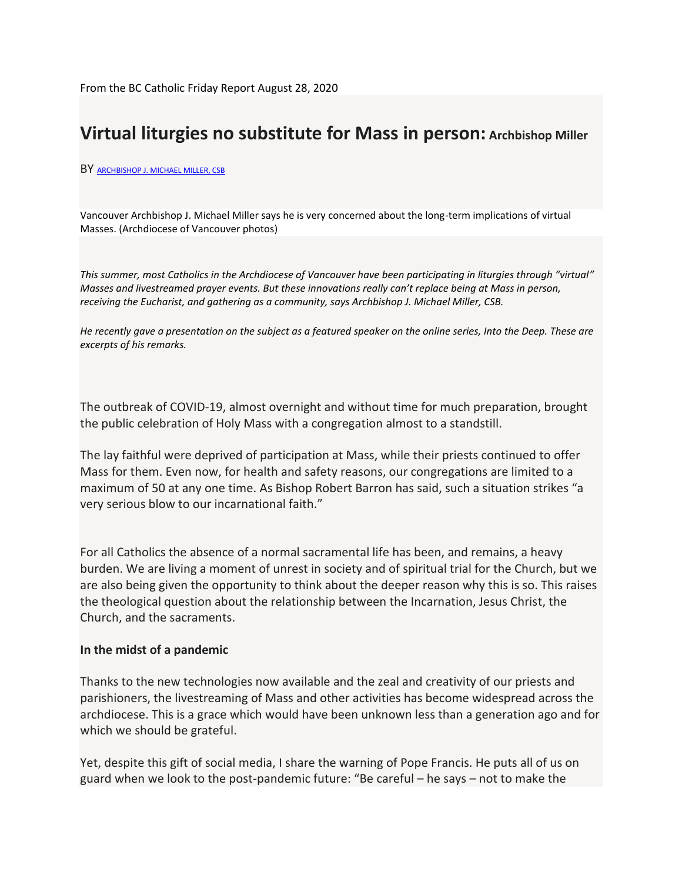From the BC Catholic Friday Report August 28, 2020

# Virtual liturgies no substitute for Mass in person: Archbishop Miller

BY ARCHBISHOP J. MICHAEL MILLER, CSB

Vancouver Archbishop J. Michael Miller says he is very concerned about the long-term implications of virtual Masses. (Archdiocese of Vancouver photos)

*This summer, most Catholics in the Archdiocese of Vancouver have been participating in liturgies through "virtual" Masses and livestreamed prayer events. But these innovations really can't replace being at Mass in person, receiving the Eucharist, and gathering as a community, says Archbishop J. Michael Miller, CSB.*

*He recently gave a presentation on the subject as a featured speaker on the online series, Into the Deep. These are excerpts of his remarks.*

The outbreak of COVID-19, almost overnight and without time for much preparation, brought the public celebration of Holy Mass with a congregation almost to a standstill.

The lay faithful were deprived of participation at Mass, while their priests continued to offer Mass for them. Even now, for health and safety reasons, our congregations are limited to a maximum of 50 at any one time. As Bishop Robert Barron has said, such a situation strikes "a very serious blow to our incarnational faith."

For all Catholics the absence of a normal sacramental life has been, and remains, a heavy burden. We are living a moment of unrest in society and of spiritual trial for the Church, but we are also being given the opportunity to think about the deeper reason why this is so. This raises the theological question about the relationship between the Incarnation, Jesus Christ, the Church, and the sacraments.

**In the midst of a pandemic**

Thanks to the new technologies now available and the zeal and creativity of our priests and parishioners, the livestreaming of Mass and other activities has become widespread across the archdiocese. This is a grace which would have been unknown less than a generation ago and for which we should be grateful.

Yet, despite this gift of social media, I share the warning of Pope Francis. He puts all of us on guard when we look to the post-pandemic future: "Be careful – he says – not to make the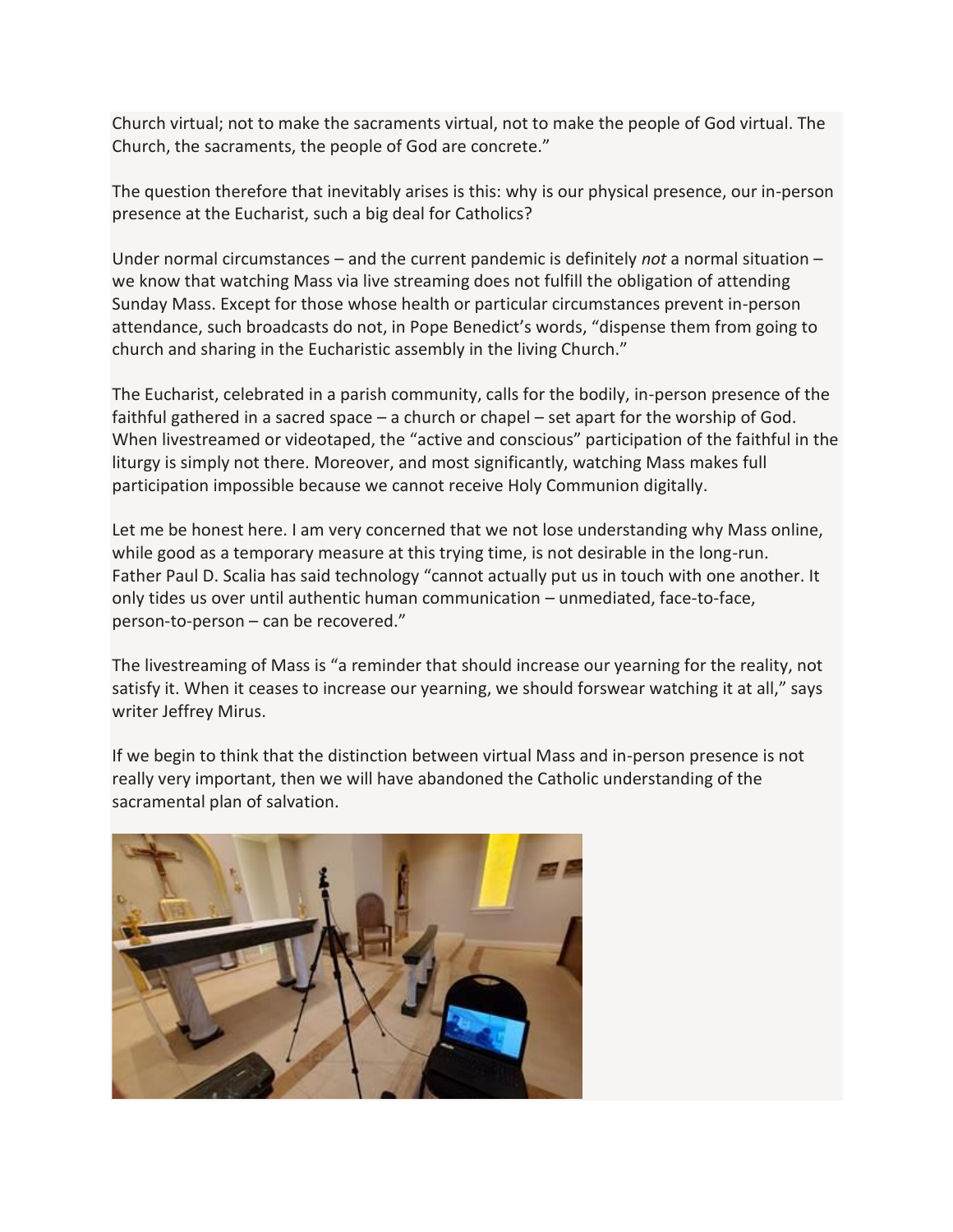Church virtual; not to make the sacraments virtual, not to make the people of God virtual. The Church, the sacraments, the people of God are concrete."

The question therefore that inevitably arises is this: why is our physical presence, our in-person presence at the Eucharist, such a big deal for Catholics?

Under normal circumstances – and the current pandemic is definitely *not* a normal situation – we know that watching Mass via live streaming does not fulfill the obligation of attending Sunday Mass. Except for those whose health or particular circumstances prevent in-person attendance, such broadcasts do not, in Pope Benedict's words, "dispense them from going to church and sharing in the Eucharistic assembly in the living Church."

The Eucharist, celebrated in a parish community, calls for the bodily, in-person presence of the faithful gathered in a sacred space – a church or chapel – set apart for the worship of God. When livestreamed or videotaped, the "active and conscious" participation of the faithful in the liturgy is simply not there. Moreover, and most significantly, watching Mass makes full participation impossible because we cannot receive Holy Communion digitally.

Let me be honest here. I am very concerned that we not lose understanding why Mass online, while good as a temporary measure at this trying time, is not desirable in the long-run. Father Paul D. Scalia has said technology "cannot actually put us in touch with one another. It only tides us over until authentic human communication – unmediated, face-to-face, person-to-person – can be recovered."

The livestreaming of Mass is "a reminder that should increase our yearning for the reality, not satisfy it. When it ceases to increase our yearning, we should forswear watching it at all," says writer Jeffrey Mirus.

If we begin to think that the distinction between virtual Mass and in-person presence is not really very important, then we will have abandoned the Catholic understanding of the sacramental plan of salvation.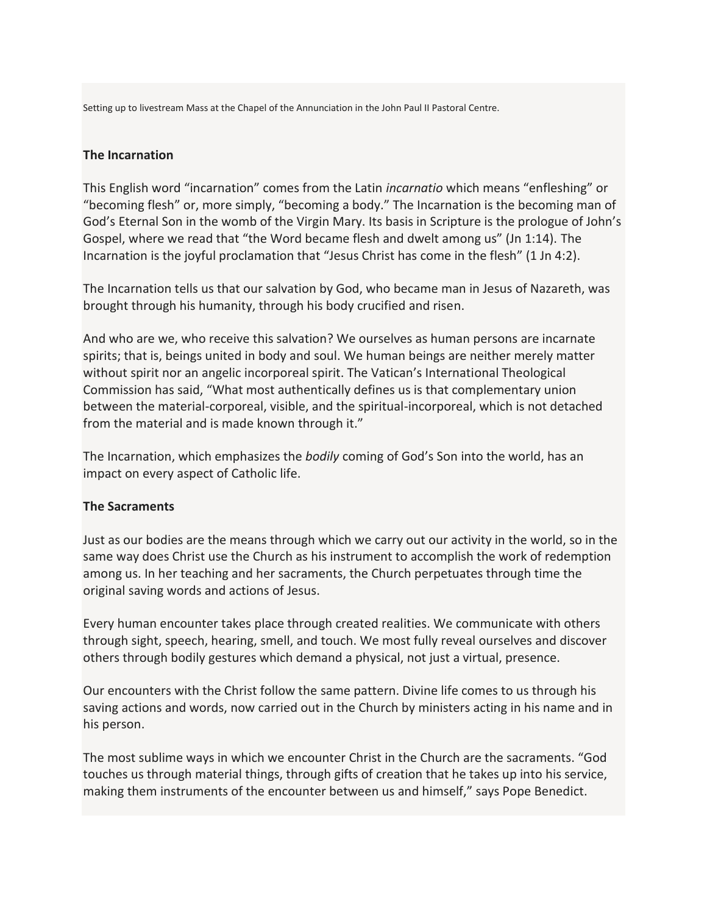Setting up to livestream Mass at the Chapel of the Annunciation in the John Paul II Pastoral Centre.

**The Incarnation**

This English word "incarnation" comes from the Latin *incarnatio* which means "enfleshing" or "becoming flesh" or, more simply, "becoming a body." The Incarnation is the becoming man of God's Eternal Son in the womb of the Virgin Mary. Its basis in Scripture is the prologue of John's Gospel, where we read that "the Word became flesh and dwelt among us" (Jn 1:14). The Incarnation is the joyful proclamation that "Jesus Christ has come in the flesh" (1 Jn 4:2).

The Incarnation tells us that our salvation by God, who became man in Jesus of Nazareth, was brought through his humanity, through his body crucified and risen.

And who are we, who receive this salvation? We ourselves as human persons are incarnate spirits; that is, beings united in body and soul. We human beings are neither merely matter without spirit nor an angelic incorporeal spirit. The Vatican's International Theological Commission has said, "What most authentically defines us is that complementary union between the material-corporeal, visible, and the spiritual-incorporeal, which is not detached from the material and is made known through it."

The Incarnation, which emphasizes the *bodily* coming of God's Son into the world, has an impact on every aspect of Catholic life.

**The Sacraments**

Just as our bodies are the means through which we carry out our activity in the world, so in the same way does Christ use the Church as his instrument to accomplish the work of redemption among us. In her teaching and her sacraments, the Church perpetuates through time the original saving words and actions of Jesus.

Every human encounter takes place through created realities. We communicate with others through sight, speech, hearing, smell, and touch. We most fully reveal ourselves and discover others through bodily gestures which demand a physical, not just a virtual, presence.

Our encounters with the Christ follow the same pattern. Divine life comes to us through his saving actions and words, now carried out in the Church by ministers acting in his name and in his person.

The most sublime ways in which we encounter Christ in the Church are the sacraments. "God touches us through material things, through gifts of creation that he takes up into his service, making them instruments of the encounter between us and himself," says Pope Benedict.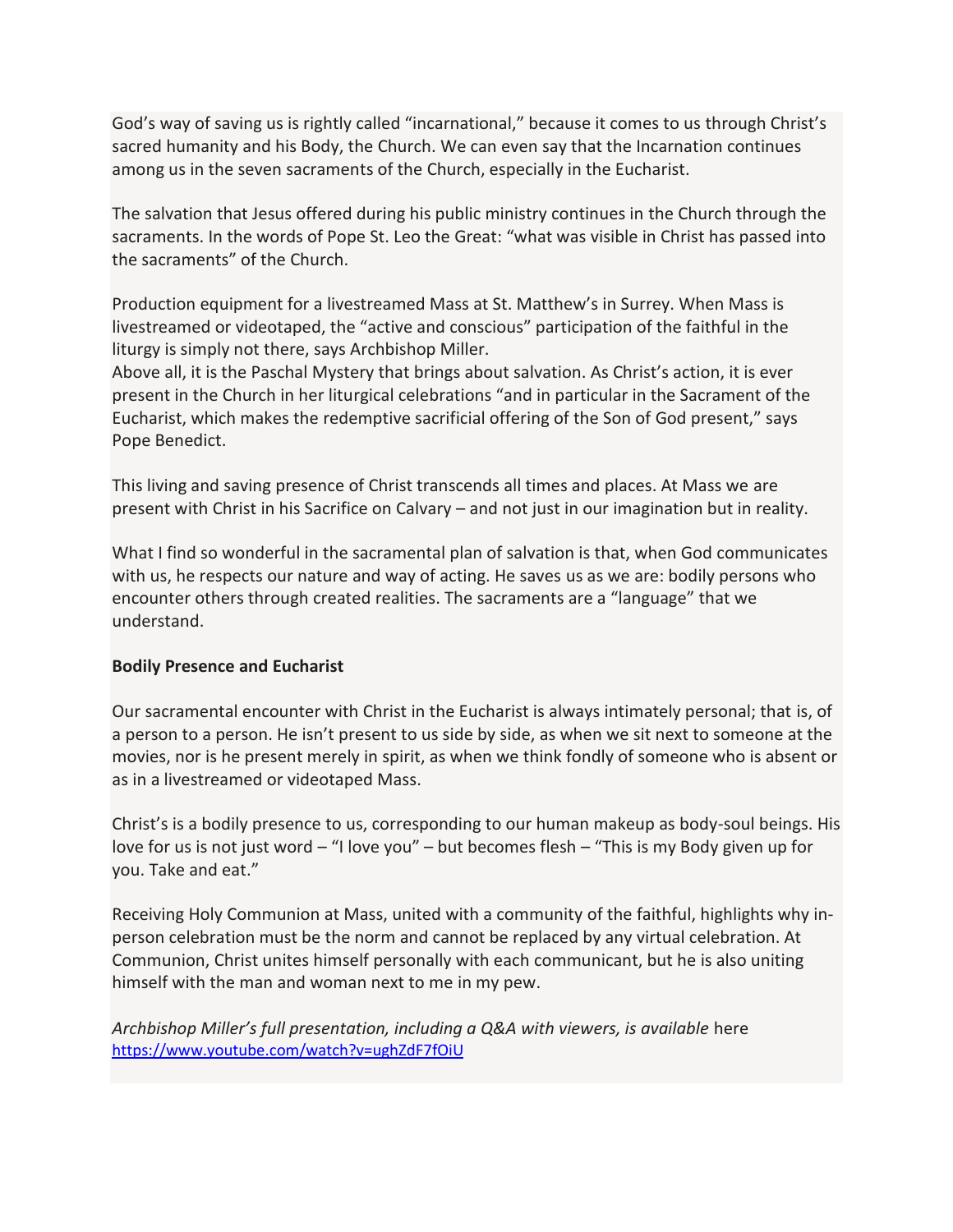God's way of saving us is rightly called "incarnational," because it comes to us through Christ's sacred humanity and his Body, the Church. We can even say that the Incarnation continues among us in the seven sacraments of the Church, especially in the Eucharist.

The salvation that Jesus offered during his public ministry continues in the Church through the sacraments. In the words of Pope St. Leo the Great: "what was visible in Christ has passed into the sacraments" of the Church.

Production equipment for a livestreamed Mass at St. Matthew's in Surrey. When Mass is livestreamed or videotaped, the "active and conscious" participation of the faithful in the liturgy is simply not there, says Archbishop Miller.
Above all, it is the Paschal Mystery that brings about salvation. As Christ's action, it is ever present in the Church in her liturgical celebrations "and in particular in the Sacrament of the Eucharist, which makes the redemptive sacrificial offering of the Son of God present," says Pope Benedict.

This living and saving presence of Christ transcends all times and places. At Mass we are present with Christ in his Sacrifice on Calvary – and not just in our imagination but in reality.

What I find so wonderful in the sacramental plan of salvation is that, when God communicates with us, he respects our nature and way of acting. He saves us as we are: bodily persons who encounter others through created realities. The sacraments are a "language" that we understand.

**Bodily Presence and Eucharist**

Our sacramental encounter with Christ in the Eucharist is always intimately personal; that is, of a person to a person. He isn't present to us side by side, as when we sit next to someone at the movies, nor is he present merely in spirit, as when we think fondly of someone who is absent or as in a livestreamed or videotaped Mass.

Christ's is a bodily presence to us, corresponding to our human makeup as body-soul beings. His love for us is not just word – "I love you" – but becomes flesh – "This is my Body given up for you. Take and eat."

Receiving Holy Communion at Mass, united with a community of the faithful, highlights why in-person celebration must be the norm and cannot be replaced by any virtual celebration. At Communion, Christ unites himself personally with each communicant, but he is also uniting himself with the man and woman next to me in my pew.

*Archbishop Miller's full presentation, including a Q&A with viewers, is available* here https://www.youtube.com/watch?v=ughZdF7fOiU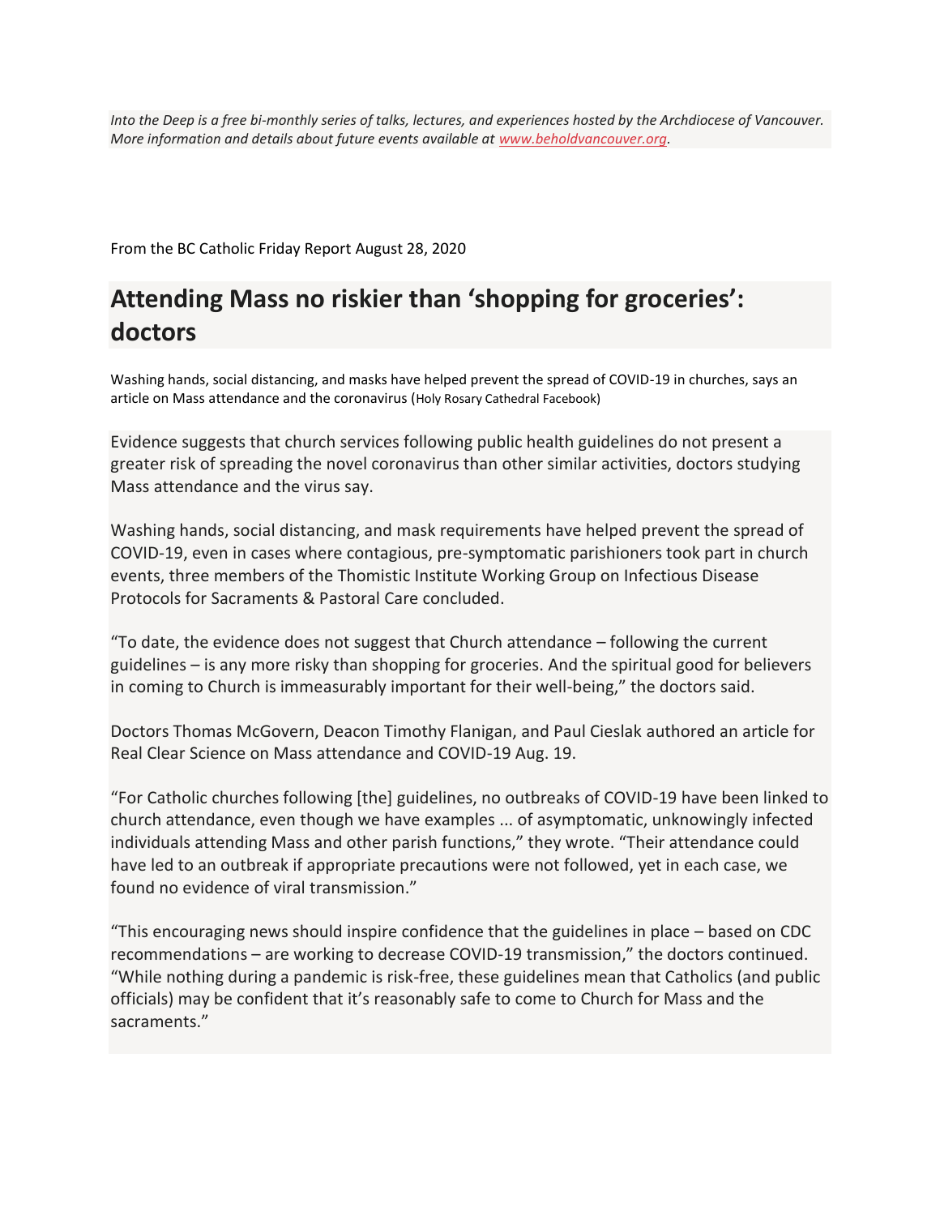*Into the Deep is a free bi-monthly series of talks, lectures, and experiences hosted by the Archdiocese of Vancouver. More information and details about future events available at [www.beholdvancouver.org](http://www.beholdvancouver.org).*

From the BC Catholic Friday Report August 28, 2020

# Attending Mass no riskier than 'shopping for groceries': doctors

Washing hands, social distancing, and masks have helped prevent the spread of COVID-19 in churches, says an article on Mass attendance and the coronavirus (Holy Rosary Cathedral Facebook)

Evidence suggests that church services following public health guidelines do not present a greater risk of spreading the novel coronavirus than other similar activities, doctors studying Mass attendance and the virus say.

Washing hands, social distancing, and mask requirements have helped prevent the spread of COVID-19, even in cases where contagious, pre-symptomatic parishioners took part in church events, three members of the Thomistic Institute Working Group on Infectious Disease Protocols for Sacraments & Pastoral Care concluded.

"To date, the evidence does not suggest that Church attendance – following the current guidelines – is any more risky than shopping for groceries. And the spiritual good for believers in coming to Church is immeasurably important for their well-being," the doctors said.

Doctors Thomas McGovern, Deacon Timothy Flanigan, and Paul Cieslak authored an article for Real Clear Science on Mass attendance and COVID-19 Aug. 19.

"For Catholic churches following [the] guidelines, no outbreaks of COVID-19 have been linked to church attendance, even though we have examples ... of asymptomatic, unknowingly infected individuals attending Mass and other parish functions," they wrote. "Their attendance could have led to an outbreak if appropriate precautions were not followed, yet in each case, we found no evidence of viral transmission."

"This encouraging news should inspire confidence that the guidelines in place – based on CDC recommendations – are working to decrease COVID-19 transmission," the doctors continued. "While nothing during a pandemic is risk-free, these guidelines mean that Catholics (and public officials) may be confident that it's reasonably safe to come to Church for Mass and the sacraments."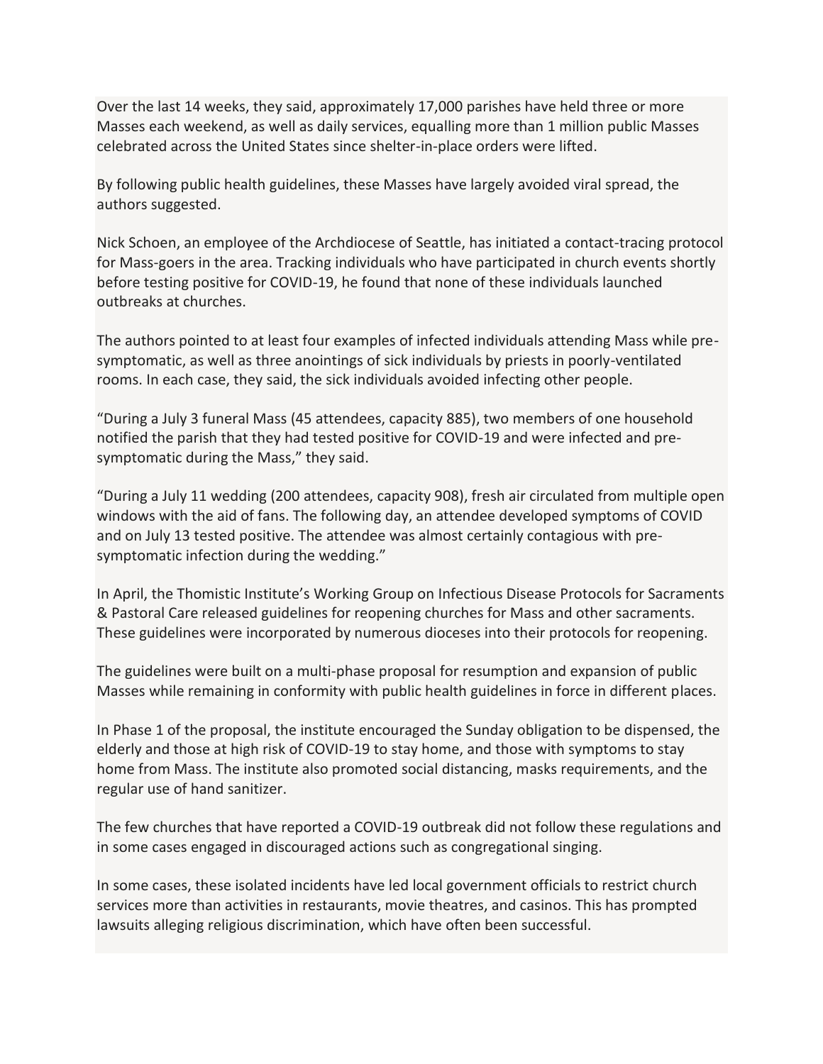Over the last 14 weeks, they said, approximately 17,000 parishes have held three or more Masses each weekend, as well as daily services, equalling more than 1 million public Masses celebrated across the United States since shelter-in-place orders were lifted.

By following public health guidelines, these Masses have largely avoided viral spread, the authors suggested.

Nick Schoen, an employee of the Archdiocese of Seattle, has initiated a contact-tracing protocol for Mass-goers in the area. Tracking individuals who have participated in church events shortly before testing positive for COVID-19, he found that none of these individuals launched outbreaks at churches.

The authors pointed to at least four examples of infected individuals attending Mass while pre-symptomatic, as well as three anointings of sick individuals by priests in poorly-ventilated rooms. In each case, they said, the sick individuals avoided infecting other people.

"During a July 3 funeral Mass (45 attendees, capacity 885), two members of one household notified the parish that they had tested positive for COVID-19 and were infected and pre-symptomatic during the Mass," they said.

"During a July 11 wedding (200 attendees, capacity 908), fresh air circulated from multiple open windows with the aid of fans. The following day, an attendee developed symptoms of COVID and on July 13 tested positive. The attendee was almost certainly contagious with pre-symptomatic infection during the wedding."

In April, the Thomistic Institute's Working Group on Infectious Disease Protocols for Sacraments & Pastoral Care released guidelines for reopening churches for Mass and other sacraments. These guidelines were incorporated by numerous dioceses into their protocols for reopening.

The guidelines were built on a multi-phase proposal for resumption and expansion of public Masses while remaining in conformity with public health guidelines in force in different places.

In Phase 1 of the proposal, the institute encouraged the Sunday obligation to be dispensed, the elderly and those at high risk of COVID-19 to stay home, and those with symptoms to stay home from Mass. The institute also promoted social distancing, masks requirements, and the regular use of hand sanitizer.

The few churches that have reported a COVID-19 outbreak did not follow these regulations and in some cases engaged in discouraged actions such as congregational singing.

In some cases, these isolated incidents have led local government officials to restrict church services more than activities in restaurants, movie theatres, and casinos. This has prompted lawsuits alleging religious discrimination, which have often been successful.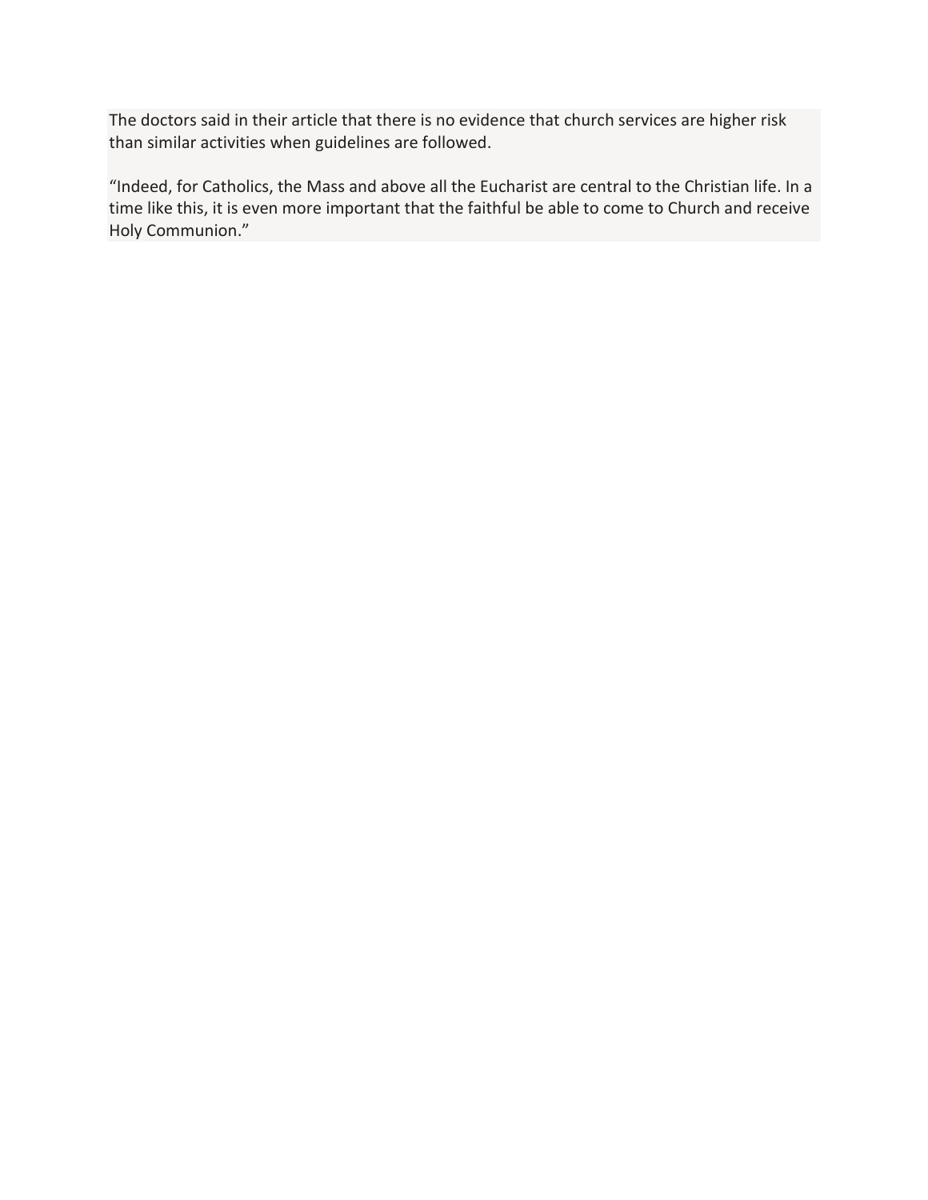The doctors said in their article that there is no evidence that church services are higher risk than similar activities when guidelines are followed.

“Indeed, for Catholics, the Mass and above all the Eucharist are central to the Christian life. In a time like this, it is even more important that the faithful be able to come to Church and receive Holy Communion.”